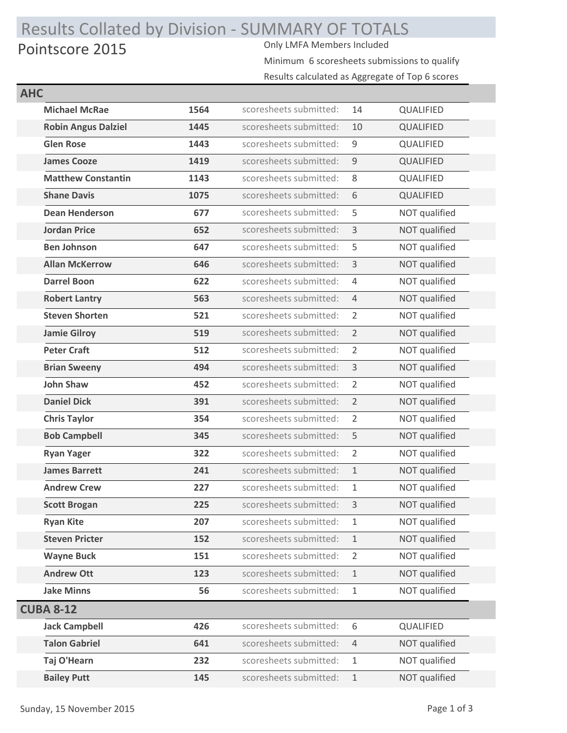# Results Collated by Division - SUMMARY OF TOTALS

## Pointscore 2015

Only LMFA Members Included

Minimum 6 scoresheets submissions to qualify

Results calculated as Aggregate of Top 6 scores

### AHC

| Name | Score | | Scoresheets | Status |
|---|---|---|---|---|
| **Michael McRae** | **1564** | scoresheets submitted: | 14 | QUALIFIED |
| **Robin Angus Dalziel** | **1445** | scoresheets submitted: | 10 | QUALIFIED |
| **Glen Rose** | **1443** | scoresheets submitted: | 9 | QUALIFIED |
| **James Cooze** | **1419** | scoresheets submitted: | 9 | QUALIFIED |
| **Matthew Constantin** | **1143** | scoresheets submitted: | 8 | QUALIFIED |
| **Shane Davis** | **1075** | scoresheets submitted: | 6 | QUALIFIED |
| **Dean Henderson** | **677** | scoresheets submitted: | 5 | NOT qualified |
| **Jordan Price** | **652** | scoresheets submitted: | 3 | NOT qualified |
| **Ben Johnson** | **647** | scoresheets submitted: | 5 | NOT qualified |
| **Allan McKerrow** | **646** | scoresheets submitted: | 3 | NOT qualified |
| **Darrel Boon** | **622** | scoresheets submitted: | 4 | NOT qualified |
| **Robert Lantry** | **563** | scoresheets submitted: | 4 | NOT qualified |
| **Steven Shorten** | **521** | scoresheets submitted: | 2 | NOT qualified |
| **Jamie Gilroy** | **519** | scoresheets submitted: | 2 | NOT qualified |
| **Peter Craft** | **512** | scoresheets submitted: | 2 | NOT qualified |
| **Brian Sweeny** | **494** | scoresheets submitted: | 3 | NOT qualified |
| **John Shaw** | **452** | scoresheets submitted: | 2 | NOT qualified |
| **Daniel Dick** | **391** | scoresheets submitted: | 2 | NOT qualified |
| **Chris Taylor** | **354** | scoresheets submitted: | 2 | NOT qualified |
| **Bob Campbell** | **345** | scoresheets submitted: | 5 | NOT qualified |
| **Ryan Yager** | **322** | scoresheets submitted: | 2 | NOT qualified |
| **James Barrett** | **241** | scoresheets submitted: | 1 | NOT qualified |
| **Andrew Crew** | **227** | scoresheets submitted: | 1 | NOT qualified |
| **Scott Brogan** | **225** | scoresheets submitted: | 3 | NOT qualified |
| **Ryan Kite** | **207** | scoresheets submitted: | 1 | NOT qualified |
| **Steven Pricter** | **152** | scoresheets submitted: | 1 | NOT qualified |
| **Wayne Buck** | **151** | scoresheets submitted: | 2 | NOT qualified |
| **Andrew Ott** | **123** | scoresheets submitted: | 1 | NOT qualified |
| **Jake Minns** | **56** | scoresheets submitted: | 1 | NOT qualified |

### CUBA 8-12

| Name | Score | | Scoresheets | Status |
|---|---|---|---|---|
| **Jack Campbell** | **426** | scoresheets submitted: | 6 | QUALIFIED |
| **Talon Gabriel** | **641** | scoresheets submitted: | 4 | NOT qualified |
| **Taj O'Hearn** | **232** | scoresheets submitted: | 1 | NOT qualified |
| **Bailey Putt** | **145** | scoresheets submitted: | 1 | NOT qualified |

Sunday, 15 November 2015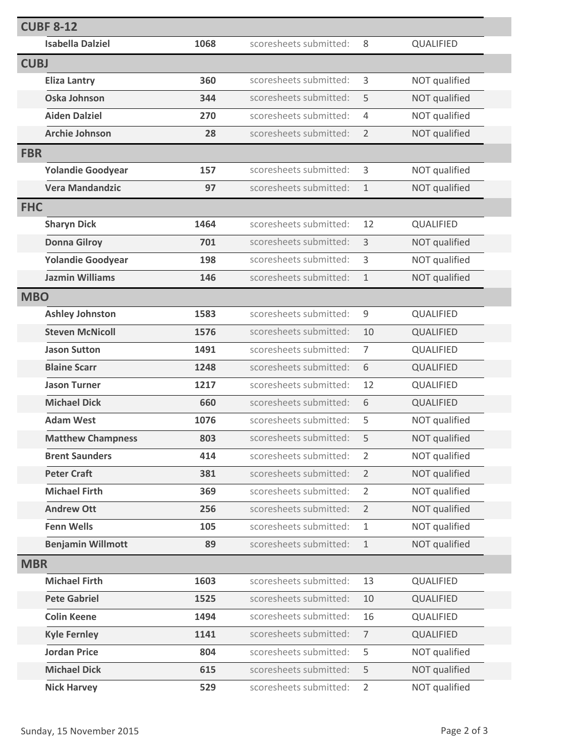## CUBF 8-12

| Name | Score | | Scoresheets | Status |
|---|---|---|---|---|
| Isabella Dalziel | 1068 | scoresheets submitted: | 8 | QUALIFIED |

## CUBJ

| Name | Score | | Scoresheets | Status |
|---|---|---|---|---|
| Eliza Lantry | 360 | scoresheets submitted: | 3 | NOT qualified |
| Oska Johnson | 344 | scoresheets submitted: | 5 | NOT qualified |
| Aiden Dalziel | 270 | scoresheets submitted: | 4 | NOT qualified |
| Archie Johnson | 28 | scoresheets submitted: | 2 | NOT qualified |

## FBR

| Name | Score | | Scoresheets | Status |
|---|---|---|---|---|
| Yolandie Goodyear | 157 | scoresheets submitted: | 3 | NOT qualified |
| Vera Mandandzic | 97 | scoresheets submitted: | 1 | NOT qualified |

## FHC

| Name | Score | | Scoresheets | Status |
|---|---|---|---|---|
| Sharyn Dick | 1464 | scoresheets submitted: | 12 | QUALIFIED |
| Donna Gilroy | 701 | scoresheets submitted: | 3 | NOT qualified |
| Yolandie Goodyear | 198 | scoresheets submitted: | 3 | NOT qualified |
| Jazmin Williams | 146 | scoresheets submitted: | 1 | NOT qualified |

## MBO

| Name | Score | | Scoresheets | Status |
|---|---|---|---|---|
| Ashley Johnston | 1583 | scoresheets submitted: | 9 | QUALIFIED |
| Steven McNicoll | 1576 | scoresheets submitted: | 10 | QUALIFIED |
| Jason Sutton | 1491 | scoresheets submitted: | 7 | QUALIFIED |
| Blaine Scarr | 1248 | scoresheets submitted: | 6 | QUALIFIED |
| Jason Turner | 1217 | scoresheets submitted: | 12 | QUALIFIED |
| Michael Dick | 660 | scoresheets submitted: | 6 | QUALIFIED |
| Adam West | 1076 | scoresheets submitted: | 5 | NOT qualified |
| Matthew Champness | 803 | scoresheets submitted: | 5 | NOT qualified |
| Brent Saunders | 414 | scoresheets submitted: | 2 | NOT qualified |
| Peter Craft | 381 | scoresheets submitted: | 2 | NOT qualified |
| Michael Firth | 369 | scoresheets submitted: | 2 | NOT qualified |
| Andrew Ott | 256 | scoresheets submitted: | 2 | NOT qualified |
| Fenn Wells | 105 | scoresheets submitted: | 1 | NOT qualified |
| Benjamin Willmott | 89 | scoresheets submitted: | 1 | NOT qualified |

## MBR

| Name | Score | | Scoresheets | Status |
|---|---|---|---|---|
| Michael Firth | 1603 | scoresheets submitted: | 13 | QUALIFIED |
| Pete Gabriel | 1525 | scoresheets submitted: | 10 | QUALIFIED |
| Colin Keene | 1494 | scoresheets submitted: | 16 | QUALIFIED |
| Kyle Fernley | 1141 | scoresheets submitted: | 7 | QUALIFIED |
| Jordan Price | 804 | scoresheets submitted: | 5 | NOT qualified |
| Michael Dick | 615 | scoresheets submitted: | 5 | NOT qualified |
| Nick Harvey | 529 | scoresheets submitted: | 2 | NOT qualified |

Sunday, 15 November 2015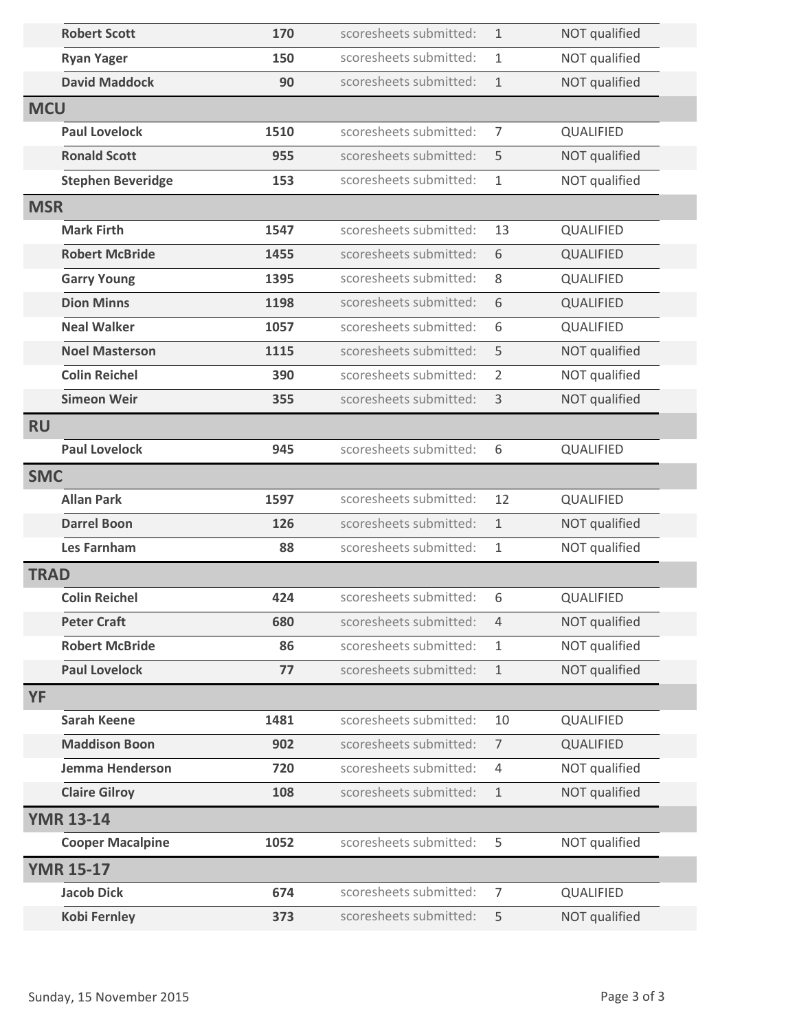| | | | | |
|---|---|---|---|---|
| **Robert Scott** | **170** | scoresheets submitted: | 1 | NOT qualified |
| **Ryan Yager** | **150** | scoresheets submitted: | 1 | NOT qualified |
| **David Maddock** | **90** | scoresheets submitted: | 1 | NOT qualified |

## MCU

| | | | | |
|---|---|---|---|---|
| **Paul Lovelock** | **1510** | scoresheets submitted: | 7 | QUALIFIED |
| **Ronald Scott** | **955** | scoresheets submitted: | 5 | NOT qualified |
| **Stephen Beveridge** | **153** | scoresheets submitted: | 1 | NOT qualified |

## MSR

| | | | | |
|---|---|---|---|---|
| **Mark Firth** | **1547** | scoresheets submitted: | 13 | QUALIFIED |
| **Robert McBride** | **1455** | scoresheets submitted: | 6 | QUALIFIED |
| **Garry Young** | **1395** | scoresheets submitted: | 8 | QUALIFIED |
| **Dion Minns** | **1198** | scoresheets submitted: | 6 | QUALIFIED |
| **Neal Walker** | **1057** | scoresheets submitted: | 6 | QUALIFIED |
| **Noel Masterson** | **1115** | scoresheets submitted: | 5 | NOT qualified |
| **Colin Reichel** | **390** | scoresheets submitted: | 2 | NOT qualified |
| **Simeon Weir** | **355** | scoresheets submitted: | 3 | NOT qualified |

## RU

| | | | | |
|---|---|---|---|---|
| **Paul Lovelock** | **945** | scoresheets submitted: | 6 | QUALIFIED |

## SMC

| | | | | |
|---|---|---|---|---|
| **Allan Park** | **1597** | scoresheets submitted: | 12 | QUALIFIED |
| **Darrel Boon** | **126** | scoresheets submitted: | 1 | NOT qualified |
| **Les Farnham** | **88** | scoresheets submitted: | 1 | NOT qualified |

## TRAD

| | | | | |
|---|---|---|---|---|
| **Colin Reichel** | **424** | scoresheets submitted: | 6 | QUALIFIED |
| **Peter Craft** | **680** | scoresheets submitted: | 4 | NOT qualified |
| **Robert McBride** | **86** | scoresheets submitted: | 1 | NOT qualified |
| **Paul Lovelock** | **77** | scoresheets submitted: | 1 | NOT qualified |

## YF

| | | | | |
|---|---|---|---|---|
| **Sarah Keene** | **1481** | scoresheets submitted: | 10 | QUALIFIED |
| **Maddison Boon** | **902** | scoresheets submitted: | 7 | QUALIFIED |
| **Jemma Henderson** | **720** | scoresheets submitted: | 4 | NOT qualified |
| **Claire Gilroy** | **108** | scoresheets submitted: | 1 | NOT qualified |

## YMR 13-14

| | | | | |
|---|---|---|---|---|
| **Cooper Macalpine** | **1052** | scoresheets submitted: | 5 | NOT qualified |

## YMR 15-17

| | | | | |
|---|---|---|---|---|
| **Jacob Dick** | **674** | scoresheets submitted: | 7 | QUALIFIED |
| **Kobi Fernley** | **373** | scoresheets submitted: | 5 | NOT qualified |

Sunday, 15 November 2015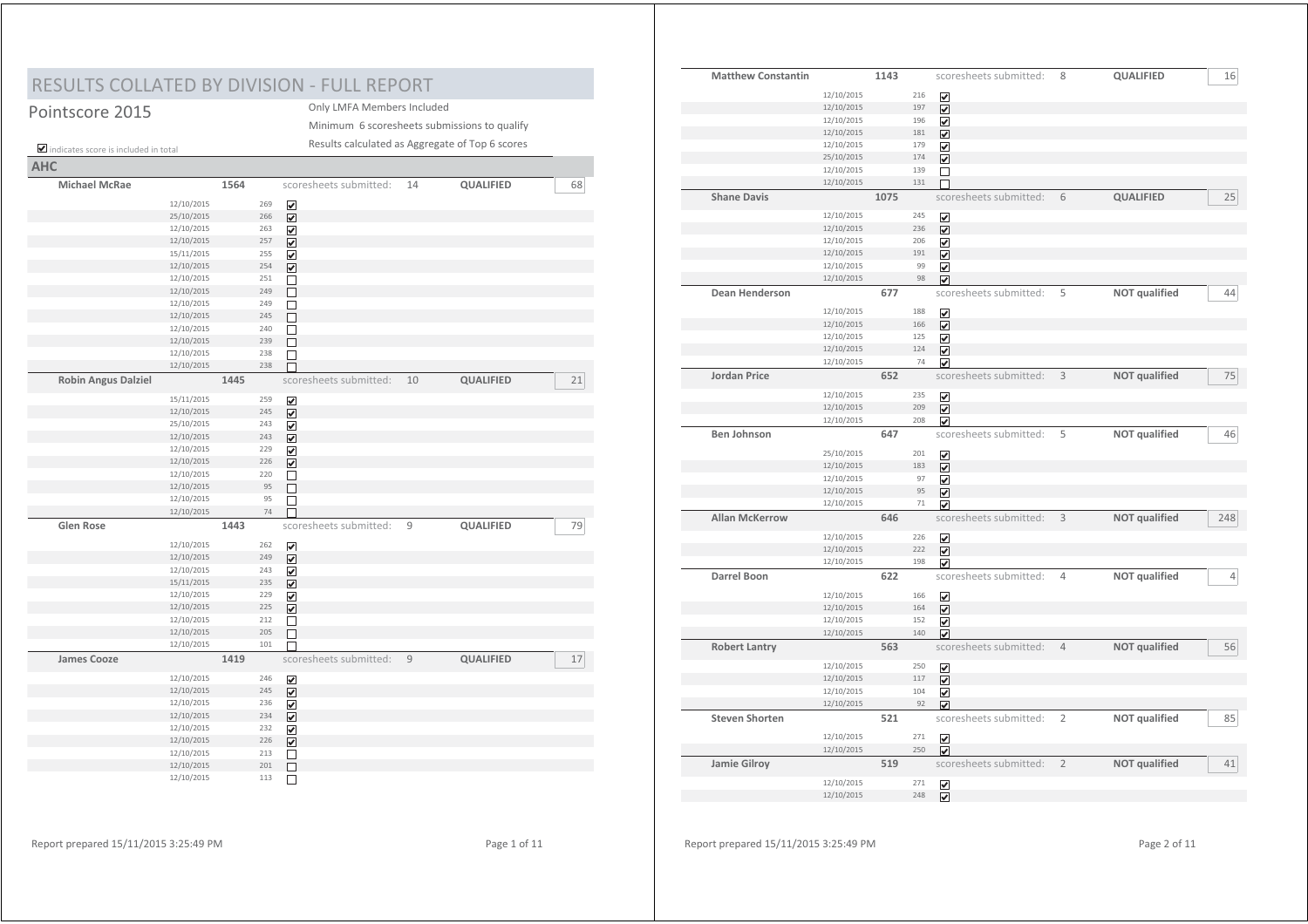# RESULTS COLLATED BY DIVISION - FULL REPORT

## Pointscore 2015

Only LMFA Members Included

Minimum 6 scoresheets submissions to qualify

Results calculated as Aggregate of Top 6 scores

☑ indicates score is included in total

### AHC

| Name | Total | Scoresheets submitted | Status | No. |
|---|---|---|---|---|
| **Michael McRae** | **1564** | 14 | **QUALIFIED** | 68 |

| Date | Score | Included |
|---|---|---|
| 12/10/2015 | 269 | ☑ |
| 25/10/2015 | 266 | ☑ |
| 12/10/2015 | 263 | ☑ |
| 12/10/2015 | 257 | ☑ |
| 15/11/2015 | 255 | ☑ |
| 12/10/2015 | 254 | ☑ |
| 12/10/2015 | 251 | ☐ |
| 12/10/2015 | 249 | ☐ |
| 12/10/2015 | 249 | ☐ |
| 12/10/2015 | 245 | ☐ |
| 12/10/2015 | 240 | ☐ |
| 12/10/2015 | 239 | ☐ |
| 12/10/2015 | 238 | ☐ |
| 12/10/2015 | 238 | ☐ |

| Name | Total | Scoresheets submitted | Status | No. |
|---|---|---|---|---|
| **Robin Angus Dalziel** | **1445** | 10 | **QUALIFIED** | 21 |

| Date | Score | Included |
|---|---|---|
| 15/11/2015 | 259 | ☑ |
| 12/10/2015 | 245 | ☑ |
| 25/10/2015 | 243 | ☑ |
| 12/10/2015 | 243 | ☑ |
| 12/10/2015 | 229 | ☑ |
| 12/10/2015 | 226 | ☑ |
| 12/10/2015 | 220 | ☐ |
| 12/10/2015 | 95 | ☐ |
| 12/10/2015 | 95 | ☐ |
| 12/10/2015 | 74 | ☐ |

| Name | Total | Scoresheets submitted | Status | No. |
|---|---|---|---|---|
| **Glen Rose** | **1443** | 9 | **QUALIFIED** | 79 |

| Date | Score | Included |
|---|---|---|
| 12/10/2015 | 262 | ☑ |
| 12/10/2015 | 249 | ☑ |
| 12/10/2015 | 243 | ☑ |
| 15/11/2015 | 235 | ☑ |
| 12/10/2015 | 229 | ☑ |
| 12/10/2015 | 225 | ☑ |
| 12/10/2015 | 212 | ☐ |
| 12/10/2015 | 205 | ☐ |
| 12/10/2015 | 101 | ☐ |

| Name | Total | Scoresheets submitted | Status | No. |
|---|---|---|---|---|
| **James Cooze** | **1419** | 9 | **QUALIFIED** | 17 |

| Date | Score | Included |
|---|---|---|
| 12/10/2015 | 246 | ☑ |
| 12/10/2015 | 245 | ☑ |
| 12/10/2015 | 236 | ☑ |
| 12/10/2015 | 234 | ☑ |
| 12/10/2015 | 232 | ☑ |
| 12/10/2015 | 226 | ☑ |
| 12/10/2015 | 213 | ☐ |
| 12/10/2015 | 201 | ☐ |
| 12/10/2015 | 113 | ☐ |

Report prepared 15/11/2015 3:25:49 PM

| Name | Total | Scoresheets submitted | Status | No. |
|---|---|---|---|---|
| **Matthew Constantin** | **1143** | 8 | **QUALIFIED** | 16 |

| Date | Score | Included |
|---|---|---|
| 12/10/2015 | 216 | ☑ |
| 12/10/2015 | 197 | ☑ |
| 12/10/2015 | 196 | ☑ |
| 12/10/2015 | 181 | ☑ |
| 12/10/2015 | 179 | ☑ |
| 25/10/2015 | 174 | ☑ |
| 12/10/2015 | 139 | ☐ |
| 12/10/2015 | 131 | ☐ |

| Name | Total | Scoresheets submitted | Status | No. |
|---|---|---|---|---|
| **Shane Davis** | **1075** | 6 | **QUALIFIED** | 25 |

| Date | Score | Included |
|---|---|---|
| 12/10/2015 | 245 | ☑ |
| 12/10/2015 | 236 | ☑ |
| 12/10/2015 | 206 | ☑ |
| 12/10/2015 | 191 | ☑ |
| 12/10/2015 | 99 | ☑ |
| 12/10/2015 | 98 | ☑ |

| Name | Total | Scoresheets submitted | Status | No. |
|---|---|---|---|---|
| **Dean Henderson** | **677** | 5 | **NOT qualified** | 44 |

| Date | Score | Included |
|---|---|---|
| 12/10/2015 | 188 | ☑ |
| 12/10/2015 | 166 | ☑ |
| 12/10/2015 | 125 | ☑ |
| 12/10/2015 | 124 | ☑ |
| 12/10/2015 | 74 | ☑ |

| Name | Total | Scoresheets submitted | Status | No. |
|---|---|---|---|---|
| **Jordan Price** | **652** | 3 | **NOT qualified** | 75 |

| Date | Score | Included |
|---|---|---|
| 12/10/2015 | 235 | ☑ |
| 12/10/2015 | 209 | ☑ |
| 12/10/2015 | 208 | ☑ |

| Name | Total | Scoresheets submitted | Status | No. |
|---|---|---|---|---|
| **Ben Johnson** | **647** | 5 | **NOT qualified** | 46 |

| Date | Score | Included |
|---|---|---|
| 25/10/2015 | 201 | ☑ |
| 12/10/2015 | 183 | ☑ |
| 12/10/2015 | 97 | ☑ |
| 12/10/2015 | 95 | ☑ |
| 12/10/2015 | 71 | ☑ |

| Name | Total | Scoresheets submitted | Status | No. |
|---|---|---|---|---|
| **Allan McKerrow** | **646** | 3 | **NOT qualified** | 248 |

| Date | Score | Included |
|---|---|---|
| 12/10/2015 | 226 | ☑ |
| 12/10/2015 | 222 | ☑ |
| 12/10/2015 | 198 | ☑ |

| Name | Total | Scoresheets submitted | Status | No. |
|---|---|---|---|---|
| **Darrel Boon** | **622** | 4 | **NOT qualified** | 4 |

| Date | Score | Included |
|---|---|---|
| 12/10/2015 | 166 | ☑ |
| 12/10/2015 | 164 | ☑ |
| 12/10/2015 | 152 | ☑ |
| 12/10/2015 | 140 | ☑ |

| Name | Total | Scoresheets submitted | Status | No. |
|---|---|---|---|---|
| **Robert Lantry** | **563** | 4 | **NOT qualified** | 56 |

| Date | Score | Included |
|---|---|---|
| 12/10/2015 | 250 | ☑ |
| 12/10/2015 | 117 | ☑ |
| 12/10/2015 | 104 | ☑ |
| 12/10/2015 | 92 | ☑ |

| Name | Total | Scoresheets submitted | Status | No. |
|---|---|---|---|---|
| **Steven Shorten** | **521** | 2 | **NOT qualified** | 85 |

| Date | Score | Included |
|---|---|---|
| 12/10/2015 | 271 | ☑ |
| 12/10/2015 | 250 | ☑ |

| Name | Total | Scoresheets submitted | Status | No. |
|---|---|---|---|---|
| **Jamie Gilroy** | **519** | 2 | **NOT qualified** | 41 |

| Date | Score | Included |
|---|---|---|
| 12/10/2015 | 271 | ☑ |
| 12/10/2015 | 248 | ☑ |

Report prepared 15/11/2015 3:25:49 PM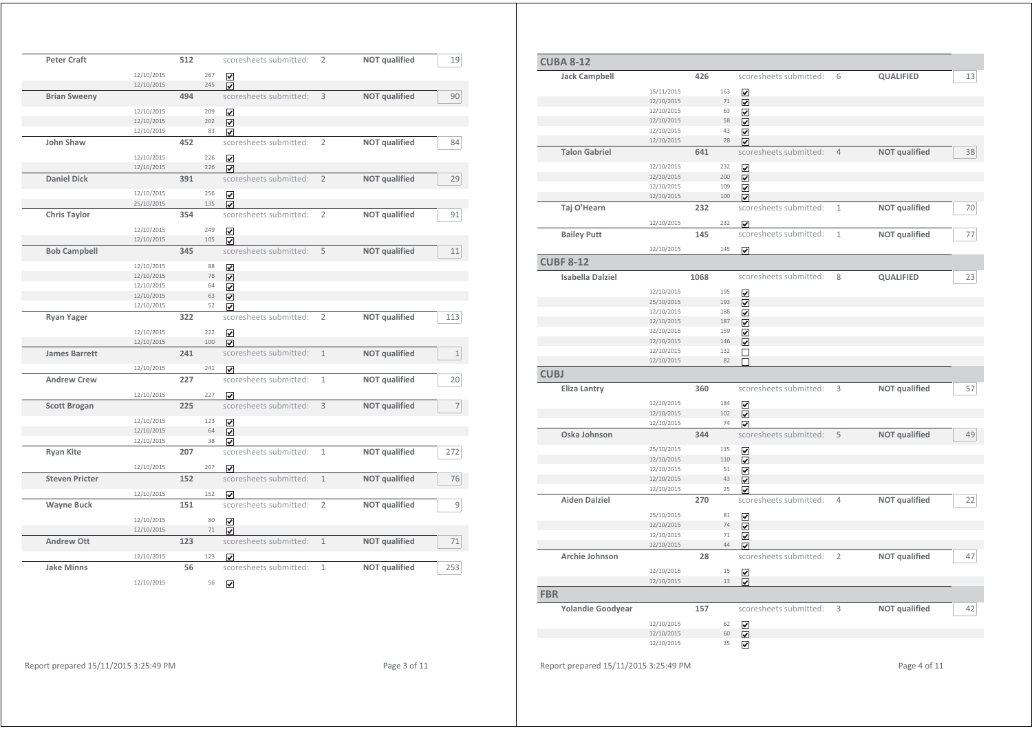| Name | Total | | Scoresheets submitted | Status | |
|---|---|---|---|---|---|
| **Peter Craft** | **512** | | scoresheets submitted: 2 | **NOT qualified** | 19 |
| | 12/10/2015 | 267 | ☑ | | |
| | 12/10/2015 | 245 | ☑ | | |
| **Brian Sweeny** | **494** | | scoresheets submitted: 3 | **NOT qualified** | 90 |
| | 12/10/2015 | 209 | ☑ | | |
| | 12/10/2015 | 202 | ☑ | | |
| | 12/10/2015 | 83 | ☑ | | |
| **John Shaw** | **452** | | scoresheets submitted: 2 | **NOT qualified** | 84 |
| | 12/10/2015 | 226 | ☑ | | |
| | 12/10/2015 | 226 | ☑ | | |
| **Daniel Dick** | **391** | | scoresheets submitted: 2 | **NOT qualified** | 29 |
| | 12/10/2015 | 256 | ☑ | | |
| | 25/10/2015 | 135 | ☑ | | |
| **Chris Taylor** | **354** | | scoresheets submitted: 2 | **NOT qualified** | 91 |
| | 12/10/2015 | 249 | ☑ | | |
| | 12/10/2015 | 105 | ☑ | | |
| **Bob Campbell** | **345** | | scoresheets submitted: 5 | **NOT qualified** | 11 |
| | 12/10/2015 | 88 | ☑ | | |
| | 12/10/2015 | 78 | ☑ | | |
| | 12/10/2015 | 64 | ☑ | | |
| | 12/10/2015 | 63 | ☑ | | |
| | 12/10/2015 | 52 | ☑ | | |
| **Ryan Yager** | **322** | | scoresheets submitted: 2 | **NOT qualified** | 113 |
| | 12/10/2015 | 222 | ☑ | | |
| | 12/10/2015 | 100 | ☑ | | |
| **James Barrett** | **241** | | scoresheets submitted: 1 | **NOT qualified** | 1 |
| | 12/10/2015 | 241 | ☑ | | |
| **Andrew Crew** | **227** | | scoresheets submitted: 1 | **NOT qualified** | 20 |
| | 12/10/2015 | 227 | ☑ | | |
| **Scott Brogan** | **225** | | scoresheets submitted: 3 | **NOT qualified** | 7 |
| | 12/10/2015 | 123 | ☑ | | |
| | 12/10/2015 | 64 | ☑ | | |
| | 12/10/2015 | 38 | ☑ | | |
| **Ryan Kite** | **207** | | scoresheets submitted: 1 | **NOT qualified** | 272 |
| | 12/10/2015 | 207 | ☑ | | |
| **Steven Pricter** | **152** | | scoresheets submitted: 1 | **NOT qualified** | 76 |
| | 12/10/2015 | 152 | ☑ | | |
| **Wayne Buck** | **151** | | scoresheets submitted: 2 | **NOT qualified** | 9 |
| | 12/10/2015 | 80 | ☑ | | |
| | 12/10/2015 | 71 | ☑ | | |
| **Andrew Ott** | **123** | | scoresheets submitted: 1 | **NOT qualified** | 71 |
| | 12/10/2015 | 123 | ☑ | | |
| **Jake Minns** | **56** | | scoresheets submitted: 1 | **NOT qualified** | 253 |
| | 12/10/2015 | 56 | ☑ | | |

## CUBA 8-12

| Name | Total | | Scoresheets submitted | Status | |
|---|---|---|---|---|---|
| **Jack Campbell** | **426** | | scoresheets submitted: 6 | **QUALIFIED** | 13 |
| | 15/11/2015 | 163 | ☑ | | |
| | 12/10/2015 | 71 | ☑ | | |
| | 12/10/2015 | 63 | ☑ | | |
| | 12/10/2015 | 58 | ☑ | | |
| | 12/10/2015 | 43 | ☑ | | |
| | 12/10/2015 | 28 | ☑ | | |
| **Talon Gabriel** | **641** | | scoresheets submitted: 4 | **NOT qualified** | 38 |
| | 12/10/2015 | 232 | ☑ | | |
| | 12/10/2015 | 200 | ☑ | | |
| | 12/10/2015 | 109 | ☑ | | |
| | 12/10/2015 | 100 | ☑ | | |
| **Taj O'Hearn** | **232** | | scoresheets submitted: 1 | **NOT qualified** | 70 |
| | 12/10/2015 | 232 | ☑ | | |
| **Bailey Putt** | **145** | | scoresheets submitted: 1 | **NOT qualified** | 77 |
| | 12/10/2015 | 145 | ☑ | | |

## CUBF 8-12

| Name | Total | | Scoresheets submitted | Status | |
|---|---|---|---|---|---|
| **Isabella Dalziel** | **1068** | | scoresheets submitted: 8 | **QUALIFIED** | 23 |
| | 12/10/2015 | 195 | ☑ | | |
| | 25/10/2015 | 193 | ☑ | | |
| | 12/10/2015 | 188 | ☑ | | |
| | 12/10/2015 | 187 | ☑ | | |
| | 12/10/2015 | 159 | ☑ | | |
| | 12/10/2015 | 146 | ☑ | | |
| | 12/10/2015 | 132 | ☐ | | |
| | 12/10/2015 | 82 | ☐ | | |

## CUBJ

| Name | Total | | Scoresheets submitted | Status | |
|---|---|---|---|---|---|
| **Eliza Lantry** | **360** | | scoresheets submitted: 3 | **NOT qualified** | 57 |
| | 12/10/2015 | 184 | ☑ | | |
| | 12/10/2015 | 102 | ☑ | | |
| | 12/10/2015 | 74 | ☑ | | |
| **Oska Johnson** | **344** | | scoresheets submitted: 5 | **NOT qualified** | 49 |
| | 25/10/2015 | 115 | ☑ | | |
| | 12/10/2015 | 110 | ☑ | | |
| | 12/10/2015 | 51 | ☑ | | |
| | 12/10/2015 | 43 | ☑ | | |
| | 12/10/2015 | 25 | ☑ | | |
| **Aiden Dalziel** | **270** | | scoresheets submitted: 4 | **NOT qualified** | 22 |
| | 25/10/2015 | 81 | ☑ | | |
| | 12/10/2015 | 74 | ☑ | | |
| | 12/10/2015 | 71 | ☑ | | |
| | 12/10/2015 | 44 | ☑ | | |
| **Archie Johnson** | **28** | | scoresheets submitted: 2 | **NOT qualified** | 47 |
| | 12/10/2015 | 15 | ☑ | | |
| | 12/10/2015 | 13 | ☑ | | |

## FBR

| Name | Total | | Scoresheets submitted | Status | |
|---|---|---|---|---|---|
| **Yolandie Goodyear** | **157** | | scoresheets submitted: 3 | **NOT qualified** | 42 |
| | 12/10/2015 | 62 | ☑ | | |
| | 12/10/2015 | 60 | ☑ | | |
| | 12/10/2015 | 35 | ☑ | | |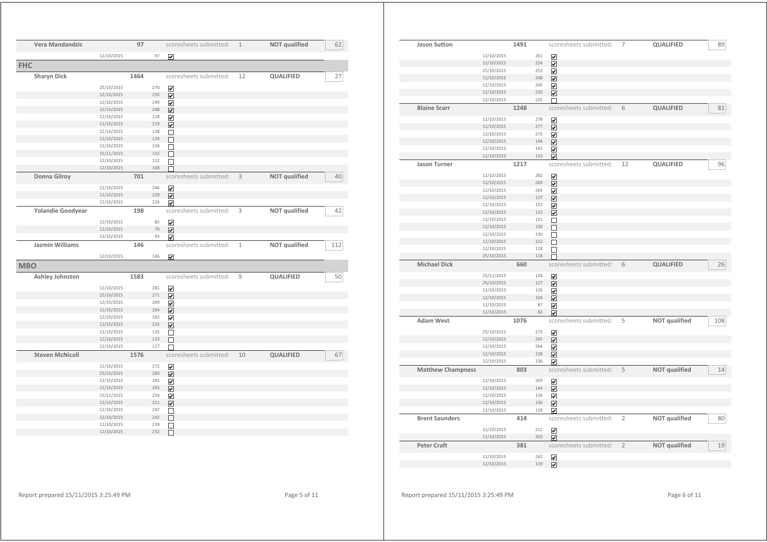| Name | Total | | Scoresheets submitted | Status | |
|---|---|---|---|---|---|
| **Vera Mandandzic** | **97** | | scoresheets submitted: 1 | **NOT qualified** | 62 |

| Date | Score | Counted |
|---|---|---|
| 12/10/2015 | 97 | ☑ |

## FHC

| Name | Total | | Scoresheets submitted | Status | |
|---|---|---|---|---|---|
| **Sharyn Dick** | **1464** | | scoresheets submitted: 12 | **QUALIFIED** | 27 |

| Date | Score | Counted |
|---|---|---|
| 25/10/2015 | 270 | ☑ |
| 12/10/2015 | 250 | ☑ |
| 12/10/2015 | 249 | ☑ |
| 12/10/2015 | 248 | ☑ |
| 12/10/2015 | 228 | ☑ |
| 12/10/2015 | 219 | ☑ |
| 12/10/2015 | 138 | ☐ |
| 12/10/2015 | 134 | ☐ |
| 12/10/2015 | 134 | ☐ |
| 15/11/2015 | 132 | ☐ |
| 12/10/2015 | 122 | ☐ |
| 12/10/2015 | 108 | ☐ |

| Name | Total | | Scoresheets submitted | Status | |
|---|---|---|---|---|---|
| **Donna Gilroy** | **701** | | scoresheets submitted: 3 | **NOT qualified** | 40 |

| Date | Score | Counted |
|---|---|---|
| 12/10/2015 | 246 | ☑ |
| 12/10/2015 | 229 | ☑ |
| 12/10/2015 | 226 | ☑ |

| Name | Total | | Scoresheets submitted | Status | |
|---|---|---|---|---|---|
| **Yolandie Goodyear** | **198** | | scoresheets submitted: 3 | **NOT qualified** | 42 |

| Date | Score | Counted |
|---|---|---|
| 12/10/2015 | 85 | ☑ |
| 12/10/2015 | 70 | ☑ |
| 12/10/2015 | 43 | ☑ |

| Name | Total | | Scoresheets submitted | Status | |
|---|---|---|---|---|---|
| **Jazmin Williams** | **146** | | scoresheets submitted: 1 | **NOT qualified** | 112 |

| Date | Score | Counted |
|---|---|---|
| 12/10/2015 | 146 | ☑ |

## MBO

| Name | Total | | Scoresheets submitted | Status | |
|---|---|---|---|---|---|
| **Ashley Johnston** | **1583** | | scoresheets submitted: 9 | **QUALIFIED** | 50 |

| Date | Score | Counted |
|---|---|---|
| 12/10/2015 | 281 | ☑ |
| 25/10/2015 | 271 | ☑ |
| 12/10/2015 | 269 | ☑ |
| 12/10/2015 | 264 | ☑ |
| 12/10/2015 | 263 | ☑ |
| 12/10/2015 | 235 | ☑ |
| 12/10/2015 | 135 | ☐ |
| 12/10/2015 | 133 | ☐ |
| 12/10/2015 | 127 | ☐ |

| Name | Total | | Scoresheets submitted | Status | |
|---|---|---|---|---|---|
| **Steven McNicoll** | **1576** | | scoresheets submitted: 10 | **QUALIFIED** | 67 |

| Date | Score | Counted |
|---|---|---|
| 12/10/2015 | 272 | ☑ |
| 25/10/2015 | 269 | ☑ |
| 12/10/2015 | 265 | ☑ |
| 12/10/2015 | 265 | ☑ |
| 15/11/2015 | 254 | ☑ |
| 12/10/2015 | 251 | ☑ |
| 12/10/2015 | 247 | ☐ |
| 12/10/2015 | 242 | ☐ |
| 12/10/2015 | 239 | ☐ |
| 12/10/2015 | 232 | ☐ |

Report prepared 15/11/2015 3:25:49 PM

| Name | Total | | Scoresheets submitted | Status | |
|---|---|---|---|---|---|
| **Jason Sutton** | **1491** | | scoresheets submitted: 7 | **QUALIFIED** | 89 |

| Date | Score | Counted |
|---|---|---|
| 12/10/2015 | 261 | ☑ |
| 12/10/2015 | 254 | ☑ |
| 25/10/2015 | 253 | ☑ |
| 12/10/2015 | 248 | ☑ |
| 12/10/2015 | 245 | ☑ |
| 12/10/2015 | 230 | ☑ |
| 12/10/2015 | 225 | ☐ |

| Name | Total | | Scoresheets submitted | Status | |
|---|---|---|---|---|---|
| **Blaine Scarr** | **1248** | | scoresheets submitted: 6 | **QUALIFIED** | 81 |

| Date | Score | Counted |
|---|---|---|
| 12/10/2015 | 278 | ☑ |
| 12/10/2015 | 277 | ☑ |
| 12/10/2015 | 275 | ☑ |
| 12/10/2015 | 144 | ☑ |
| 12/10/2015 | 141 | ☑ |
| 12/10/2015 | 133 | ☑ |

| Name | Total | | Scoresheets submitted | Status | |
|---|---|---|---|---|---|
| **Jason Turner** | **1217** | | scoresheets submitted: 12 | **QUALIFIED** | 96 |

| Date | Score | Counted |
|---|---|---|
| 12/10/2015 | 282 | ☑ |
| 12/10/2015 | 269 | ☑ |
| 12/10/2015 | 264 | ☑ |
| 12/10/2015 | 137 | ☑ |
| 12/10/2015 | 133 | ☑ |
| 12/10/2015 | 132 | ☑ |
| 12/10/2015 | 131 | ☐ |
| 12/10/2015 | 130 | ☐ |
| 12/10/2015 | 130 | ☐ |
| 12/10/2015 | 122 | ☐ |
| 12/10/2015 | 118 | ☐ |
| 25/10/2015 | 118 | ☐ |

| Name | Total | | Scoresheets submitted | Status | |
|---|---|---|---|---|---|
| **Michael Dick** | **660** | | scoresheets submitted: 6 | **QUALIFIED** | 26 |

| Date | Score | Counted |
|---|---|---|
| 15/11/2015 | 134 | ☑ |
| 25/10/2015 | 127 | ☑ |
| 12/10/2015 | 126 | ☑ |
| 12/10/2015 | 104 | ☑ |
| 12/10/2015 | 87 | ☑ |
| 12/10/2015 | 82 | ☑ |

| Name | Total | | Scoresheets submitted | Status | |
|---|---|---|---|---|---|
| **Adam West** | **1076** | | scoresheets submitted: 5 | **NOT qualified** | 108 |

| Date | Score | Counted |
|---|---|---|
| 25/10/2015 | 273 | ☑ |
| 12/10/2015 | 265 | ☑ |
| 12/10/2015 | 264 | ☑ |
| 12/10/2015 | 138 | ☑ |
| 12/10/2015 | 136 | ☑ |

| Name | Total | | Scoresheets submitted | Status | |
|---|---|---|---|---|---|
| **Matthew Champness** | **803** | | scoresheets submitted: 5 | **NOT qualified** | 14 |

| Date | Score | Counted |
|---|---|---|
| 12/10/2015 | 269 | ☑ |
| 12/10/2015 | 144 | ☑ |
| 12/10/2015 | 136 | ☑ |
| 12/10/2015 | 136 | ☑ |
| 12/10/2015 | 118 | ☑ |

| Name | Total | | Scoresheets submitted | Status | |
|---|---|---|---|---|---|
| **Brent Saunders** | **414** | | scoresheets submitted: 2 | **NOT qualified** | 80 |

| Date | Score | Counted |
|---|---|---|
| 12/10/2015 | 211 | ☑ |
| 12/10/2015 | 203 | ☑ |

| Name | Total | | Scoresheets submitted | Status | |
|---|---|---|---|---|---|
| **Peter Craft** | **381** | | scoresheets submitted: 2 | **NOT qualified** | 19 |

| Date | Score | Counted |
|---|---|---|
| 12/10/2015 | 262 | ☑ |
| 12/10/2015 | 119 | ☑ |

Report prepared 15/11/2015 3:25:49 PM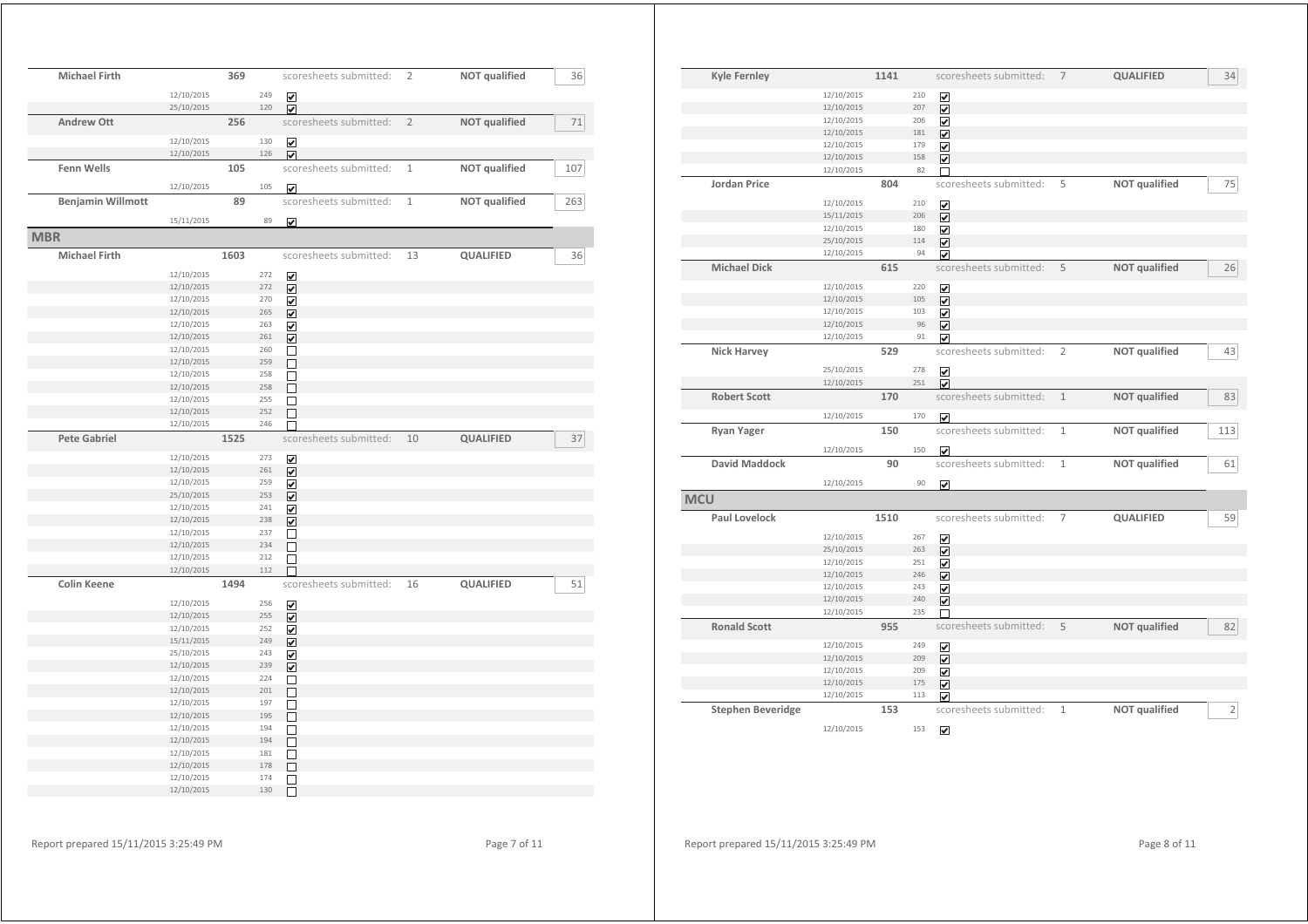| Name | Total | | Scoresheets submitted | Status | |
|---|---|---|---|---|---|
| **Michael Firth** | **369** | scoresheets submitted: | 2 | **NOT qualified** | 36 |
| | 12/10/2015 | 249 | ☑ | | |
| | 25/10/2015 | 120 | ☑ | | |
| **Andrew Ott** | **256** | scoresheets submitted: | 2 | **NOT qualified** | 71 |
| | 12/10/2015 | 130 | ☑ | | |
| | 12/10/2015 | 126 | ☑ | | |
| **Fenn Wells** | **105** | scoresheets submitted: | 1 | **NOT qualified** | 107 |
| | 12/10/2015 | 105 | ☑ | | |
| **Benjamin Willmott** | **89** | scoresheets submitted: | 1 | **NOT qualified** | 263 |
| | 15/11/2015 | 89 | ☑ | | |

## MBR

| Name | Total | | Scoresheets submitted | Status | |
|---|---|---|---|---|---|
| **Michael Firth** | **1603** | scoresheets submitted: | 13 | **QUALIFIED** | 36 |
| | 12/10/2015 | 272 | ☑ | | |
| | 12/10/2015 | 272 | ☑ | | |
| | 12/10/2015 | 270 | ☑ | | |
| | 12/10/2015 | 265 | ☑ | | |
| | 12/10/2015 | 263 | ☑ | | |
| | 12/10/2015 | 261 | ☑ | | |
| | 12/10/2015 | 260 | ☐ | | |
| | 12/10/2015 | 259 | ☐ | | |
| | 12/10/2015 | 258 | ☐ | | |
| | 12/10/2015 | 258 | ☐ | | |
| | 12/10/2015 | 255 | ☐ | | |
| | 12/10/2015 | 252 | ☐ | | |
| | 12/10/2015 | 246 | ☐ | | |
| **Pete Gabriel** | **1525** | scoresheets submitted: | 10 | **QUALIFIED** | 37 |
| | 12/10/2015 | 273 | ☑ | | |
| | 12/10/2015 | 261 | ☑ | | |
| | 12/10/2015 | 259 | ☑ | | |
| | 25/10/2015 | 253 | ☑ | | |
| | 12/10/2015 | 241 | ☑ | | |
| | 12/10/2015 | 238 | ☑ | | |
| | 12/10/2015 | 237 | ☐ | | |
| | 12/10/2015 | 234 | ☐ | | |
| | 12/10/2015 | 212 | ☐ | | |
| | 12/10/2015 | 112 | ☐ | | |
| **Colin Keene** | **1494** | scoresheets submitted: | 16 | **QUALIFIED** | 51 |
| | 12/10/2015 | 256 | ☑ | | |
| | 12/10/2015 | 255 | ☑ | | |
| | 12/10/2015 | 252 | ☑ | | |
| | 15/11/2015 | 249 | ☑ | | |
| | 25/10/2015 | 243 | ☑ | | |
| | 12/10/2015 | 239 | ☑ | | |
| | 12/10/2015 | 224 | ☐ | | |
| | 12/10/2015 | 201 | ☐ | | |
| | 12/10/2015 | 197 | ☐ | | |
| | 12/10/2015 | 195 | ☐ | | |
| | 12/10/2015 | 194 | ☐ | | |
| | 12/10/2015 | 194 | ☐ | | |
| | 12/10/2015 | 181 | ☐ | | |
| | 12/10/2015 | 178 | ☐ | | |
| | 12/10/2015 | 174 | ☐ | | |
| | 12/10/2015 | 130 | ☐ | | |
| **Kyle Fernley** | **1141** | scoresheets submitted: | 7 | **QUALIFIED** | 34 |
| | 12/10/2015 | 210 | ☑ | | |
| | 12/10/2015 | 207 | ☑ | | |
| | 12/10/2015 | 206 | ☑ | | |
| | 12/10/2015 | 181 | ☑ | | |
| | 12/10/2015 | 179 | ☑ | | |
| | 12/10/2015 | 158 | ☑ | | |
| | 12/10/2015 | 82 | ☐ | | |
| **Jordan Price** | **804** | scoresheets submitted: | 5 | **NOT qualified** | 75 |
| | 12/10/2015 | 210 | ☑ | | |
| | 15/11/2015 | 206 | ☑ | | |
| | 12/10/2015 | 180 | ☑ | | |
| | 25/10/2015 | 114 | ☑ | | |
| | 12/10/2015 | 94 | ☑ | | |
| **Michael Dick** | **615** | scoresheets submitted: | 5 | **NOT qualified** | 26 |
| | 12/10/2015 | 220 | ☑ | | |
| | 12/10/2015 | 105 | ☑ | | |
| | 12/10/2015 | 103 | ☑ | | |
| | 12/10/2015 | 96 | ☑ | | |
| | 12/10/2015 | 91 | ☑ | | |
| **Nick Harvey** | **529** | scoresheets submitted: | 2 | **NOT qualified** | 43 |
| | 25/10/2015 | 278 | ☑ | | |
| | 12/10/2015 | 251 | ☑ | | |
| **Robert Scott** | **170** | scoresheets submitted: | 1 | **NOT qualified** | 83 |
| | 12/10/2015 | 170 | ☑ | | |
| **Ryan Yager** | **150** | scoresheets submitted: | 1 | **NOT qualified** | 113 |
| | 12/10/2015 | 150 | ☑ | | |
| **David Maddock** | **90** | scoresheets submitted: | 1 | **NOT qualified** | 61 |
| | 12/10/2015 | 90 | ☑ | | |

## MCU

| Name | Total | | Scoresheets submitted | Status | |
|---|---|---|---|---|---|
| **Paul Lovelock** | **1510** | scoresheets submitted: | 7 | **QUALIFIED** | 59 |
| | 12/10/2015 | 267 | ☑ | | |
| | 25/10/2015 | 263 | ☑ | | |
| | 12/10/2015 | 251 | ☑ | | |
| | 12/10/2015 | 246 | ☑ | | |
| | 12/10/2015 | 243 | ☑ | | |
| | 12/10/2015 | 240 | ☑ | | |
| | 12/10/2015 | 235 | ☐ | | |
| **Ronald Scott** | **955** | scoresheets submitted: | 5 | **NOT qualified** | 82 |
| | 12/10/2015 | 249 | ☑ | | |
| | 12/10/2015 | 209 | ☑ | | |
| | 12/10/2015 | 209 | ☑ | | |
| | 12/10/2015 | 175 | ☑ | | |
| | 12/10/2015 | 113 | ☑ | | |
| **Stephen Beveridge** | **153** | scoresheets submitted: | 1 | **NOT qualified** | 2 |
| | 12/10/2015 | 153 | ☑ | | |

Report prepared 15/11/2015 3:25:49 PM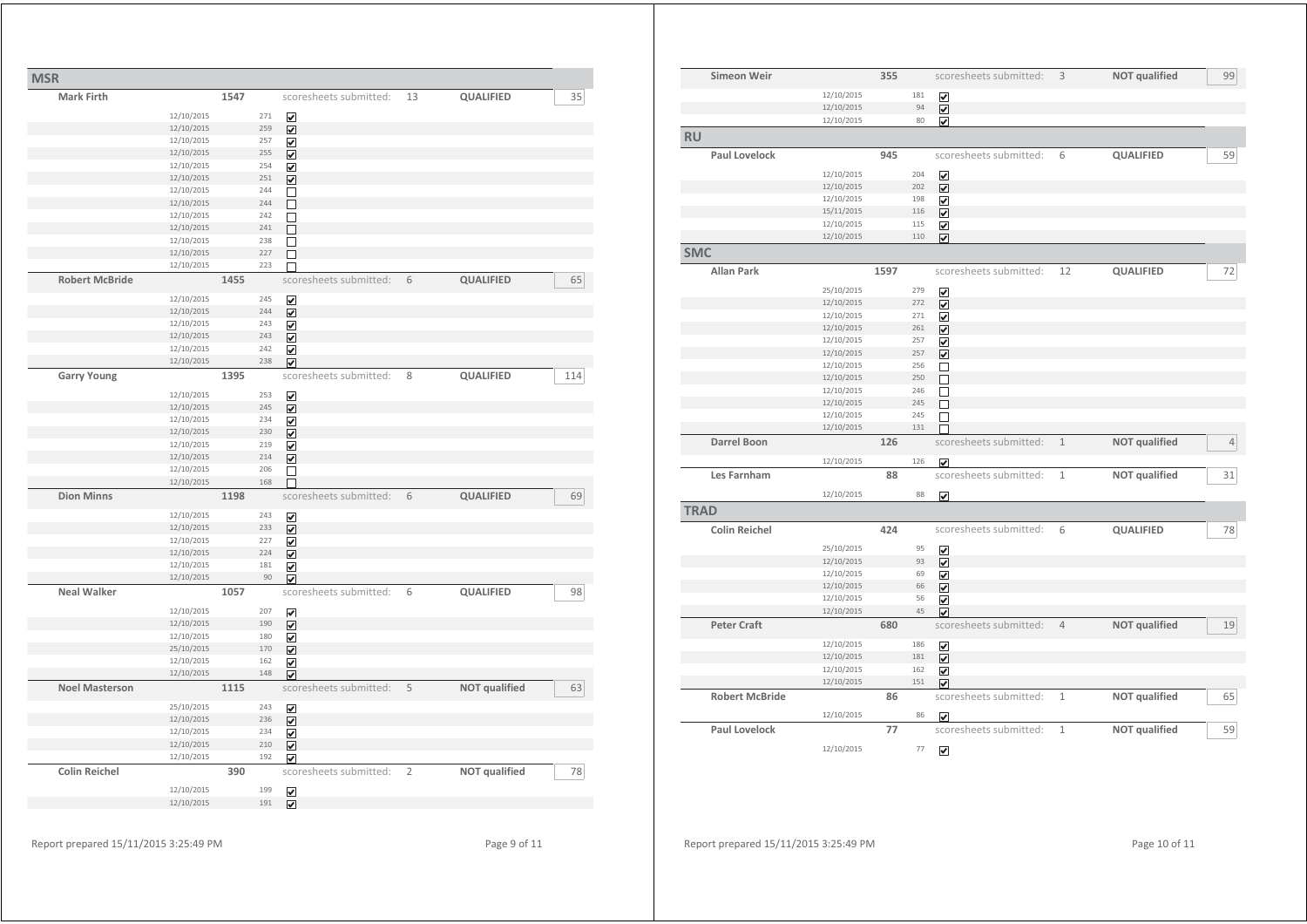## MSR

| Name | Total | | Submitted | Status | |
|---|---|---|---|---|---|
| **Mark Firth** | **1547** | scoresheets submitted: | 13 | **QUALIFIED** | 35 |

| Date | Score | Counted |
|---|---|---|
| 12/10/2015 | 271 | ☑ |
| 12/10/2015 | 259 | ☑ |
| 12/10/2015 | 257 | ☑ |
| 12/10/2015 | 255 | ☑ |
| 12/10/2015 | 254 | ☑ |
| 12/10/2015 | 251 | ☑ |
| 12/10/2015 | 244 | ☐ |
| 12/10/2015 | 244 | ☐ |
| 12/10/2015 | 242 | ☐ |
| 12/10/2015 | 241 | ☐ |
| 12/10/2015 | 238 | ☐ |
| 12/10/2015 | 227 | ☐ |
| 12/10/2015 | 223 | ☐ |

| Name | Total | | Submitted | Status | |
|---|---|---|---|---|---|
| **Robert McBride** | **1455** | scoresheets submitted: | 6 | **QUALIFIED** | 65 |

| Date | Score | Counted |
|---|---|---|
| 12/10/2015 | 245 | ☑ |
| 12/10/2015 | 244 | ☑ |
| 12/10/2015 | 243 | ☑ |
| 12/10/2015 | 243 | ☑ |
| 12/10/2015 | 242 | ☑ |
| 12/10/2015 | 238 | ☑ |

| Name | Total | | Submitted | Status | |
|---|---|---|---|---|---|
| **Garry Young** | **1395** | scoresheets submitted: | 8 | **QUALIFIED** | 114 |

| Date | Score | Counted |
|---|---|---|
| 12/10/2015 | 253 | ☑ |
| 12/10/2015 | 245 | ☑ |
| 12/10/2015 | 234 | ☑ |
| 12/10/2015 | 230 | ☑ |
| 12/10/2015 | 219 | ☑ |
| 12/10/2015 | 214 | ☑ |
| 12/10/2015 | 206 | ☐ |
| 12/10/2015 | 168 | ☐ |

| Name | Total | | Submitted | Status | |
|---|---|---|---|---|---|
| **Dion Minns** | **1198** | scoresheets submitted: | 6 | **QUALIFIED** | 69 |

| Date | Score | Counted |
|---|---|---|
| 12/10/2015 | 243 | ☑ |
| 12/10/2015 | 233 | ☑ |
| 12/10/2015 | 227 | ☑ |
| 12/10/2015 | 224 | ☑ |
| 12/10/2015 | 181 | ☑ |
| 12/10/2015 | 90 | ☑ |

| Name | Total | | Submitted | Status | |
|---|---|---|---|---|---|
| **Neal Walker** | **1057** | scoresheets submitted: | 6 | **QUALIFIED** | 98 |

| Date | Score | Counted |
|---|---|---|
| 12/10/2015 | 207 | ☑ |
| 12/10/2015 | 190 | ☑ |
| 12/10/2015 | 180 | ☑ |
| 25/10/2015 | 170 | ☑ |
| 12/10/2015 | 162 | ☑ |
| 12/10/2015 | 148 | ☑ |

| Name | Total | | Submitted | Status | |
|---|---|---|---|---|---|
| **Noel Masterson** | **1115** | scoresheets submitted: | 5 | **NOT qualified** | 63 |

| Date | Score | Counted |
|---|---|---|
| 25/10/2015 | 243 | ☑ |
| 12/10/2015 | 236 | ☑ |
| 12/10/2015 | 234 | ☑ |
| 12/10/2015 | 210 | ☑ |
| 12/10/2015 | 192 | ☑ |

| Name | Total | | Submitted | Status | |
|---|---|---|---|---|---|
| **Colin Reichel** | **390** | scoresheets submitted: | 2 | **NOT qualified** | 78 |

| Date | Score | Counted |
|---|---|---|
| 12/10/2015 | 199 | ☑ |
| 12/10/2015 | 191 | ☑ |

| Name | Total | | Submitted | Status | |
|---|---|---|---|---|---|
| **Simeon Weir** | **355** | scoresheets submitted: | 3 | **NOT qualified** | 99 |

| Date | Score | Counted |
|---|---|---|
| 12/10/2015 | 181 | ☑ |
| 12/10/2015 | 94 | ☑ |
| 12/10/2015 | 80 | ☑ |

## RU

| Name | Total | | Submitted | Status | |
|---|---|---|---|---|---|
| **Paul Lovelock** | **945** | scoresheets submitted: | 6 | **QUALIFIED** | 59 |

| Date | Score | Counted |
|---|---|---|
| 12/10/2015 | 204 | ☑ |
| 12/10/2015 | 202 | ☑ |
| 12/10/2015 | 198 | ☑ |
| 15/11/2015 | 116 | ☑ |
| 12/10/2015 | 115 | ☑ |
| 12/10/2015 | 110 | ☑ |

## SMC

| Name | Total | | Submitted | Status | |
|---|---|---|---|---|---|
| **Allan Park** | **1597** | scoresheets submitted: | 12 | **QUALIFIED** | 72 |

| Date | Score | Counted |
|---|---|---|
| 25/10/2015 | 279 | ☑ |
| 12/10/2015 | 272 | ☑ |
| 12/10/2015 | 271 | ☑ |
| 12/10/2015 | 261 | ☑ |
| 12/10/2015 | 257 | ☑ |
| 12/10/2015 | 257 | ☑ |
| 12/10/2015 | 256 | ☐ |
| 12/10/2015 | 250 | ☐ |
| 12/10/2015 | 246 | ☐ |
| 12/10/2015 | 245 | ☐ |
| 12/10/2015 | 245 | ☐ |
| 12/10/2015 | 131 | ☐ |

| Name | Total | | Submitted | Status | |
|---|---|---|---|---|---|
| **Darrel Boon** | **126** | scoresheets submitted: | 1 | **NOT qualified** | 4 |

| Date | Score | Counted |
|---|---|---|
| 12/10/2015 | 126 | ☑ |

| Name | Total | | Submitted | Status | |
|---|---|---|---|---|---|
| **Les Farnham** | **88** | scoresheets submitted: | 1 | **NOT qualified** | 31 |

| Date | Score | Counted |
|---|---|---|
| 12/10/2015 | 88 | ☑ |

## TRAD

| Name | Total | | Submitted | Status | |
|---|---|---|---|---|---|
| **Colin Reichel** | **424** | scoresheets submitted: | 6 | **QUALIFIED** | 78 |

| Date | Score | Counted |
|---|---|---|
| 25/10/2015 | 95 | ☑ |
| 12/10/2015 | 93 | ☑ |
| 12/10/2015 | 69 | ☑ |
| 12/10/2015 | 66 | ☑ |
| 12/10/2015 | 56 | ☑ |
| 12/10/2015 | 45 | ☑ |

| Name | Total | | Submitted | Status | |
|---|---|---|---|---|---|
| **Peter Craft** | **680** | scoresheets submitted: | 4 | **NOT qualified** | 19 |

| Date | Score | Counted |
|---|---|---|
| 12/10/2015 | 186 | ☑ |
| 12/10/2015 | 181 | ☑ |
| 12/10/2015 | 162 | ☑ |
| 12/10/2015 | 151 | ☑ |

| Name | Total | | Submitted | Status | |
|---|---|---|---|---|---|
| **Robert McBride** | **86** | scoresheets submitted: | 1 | **NOT qualified** | 65 |

| Date | Score | Counted |
|---|---|---|
| 12/10/2015 | 86 | ☑ |

| Name | Total | | Submitted | Status | |
|---|---|---|---|---|---|
| **Paul Lovelock** | **77** | scoresheets submitted: | 1 | **NOT qualified** | 59 |

| Date | Score | Counted |
|---|---|---|
| 12/10/2015 | 77 | ☑ |

Report prepared 15/11/2015 3:25:49 PM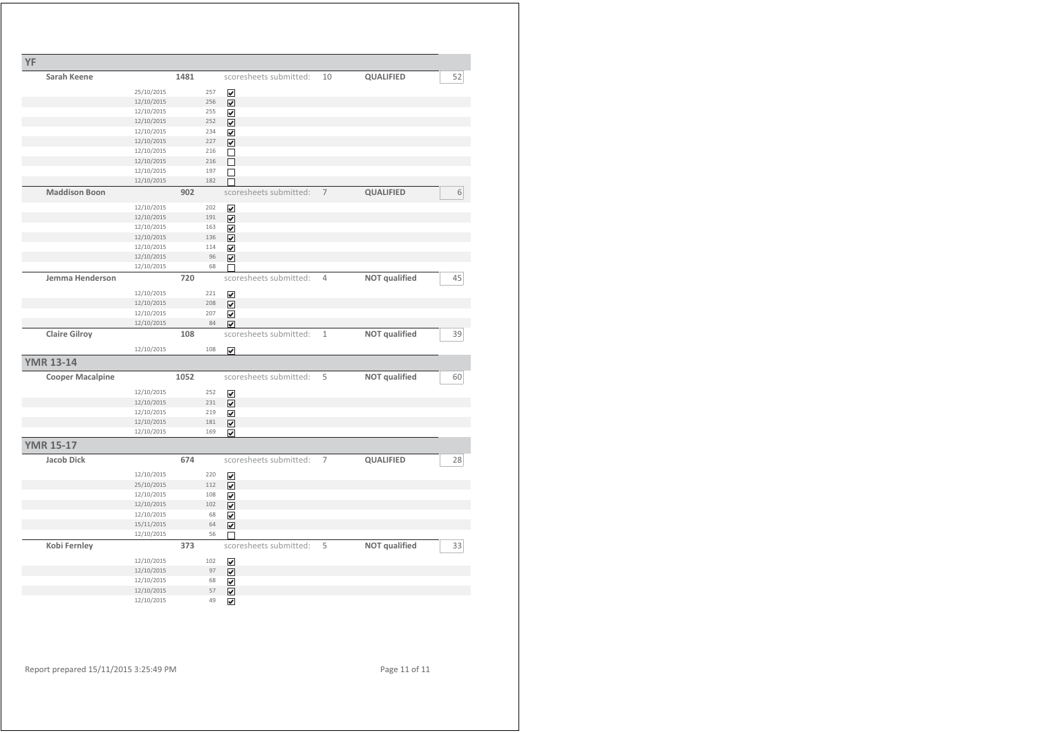## YF

| | | | | | |
|---|---|---|---|---|---|
| **Sarah Keene** | **1481** | scoresheets submitted: | 10 | **QUALIFIED** | 52 |
| 25/10/2015 | 257 | ☑ | | | |
| 12/10/2015 | 256 | ☑ | | | |
| 12/10/2015 | 255 | ☑ | | | |
| 12/10/2015 | 252 | ☑ | | | |
| 12/10/2015 | 234 | ☑ | | | |
| 12/10/2015 | 227 | ☑ | | | |
| 12/10/2015 | 216 | ☐ | | | |
| 12/10/2015 | 216 | ☐ | | | |
| 12/10/2015 | 197 | ☐ | | | |
| 12/10/2015 | 182 | ☐ | | | |
| **Maddison Boon** | **902** | scoresheets submitted: | 7 | **QUALIFIED** | 6 |
| 12/10/2015 | 202 | ☑ | | | |
| 12/10/2015 | 191 | ☑ | | | |
| 12/10/2015 | 163 | ☑ | | | |
| 12/10/2015 | 136 | ☑ | | | |
| 12/10/2015 | 114 | ☑ | | | |
| 12/10/2015 | 96 | ☑ | | | |
| 12/10/2015 | 68 | ☐ | | | |
| **Jemma Henderson** | **720** | scoresheets submitted: | 4 | **NOT qualified** | 45 |
| 12/10/2015 | 221 | ☑ | | | |
| 12/10/2015 | 208 | ☑ | | | |
| 12/10/2015 | 207 | ☑ | | | |
| 12/10/2015 | 84 | ☑ | | | |
| **Claire Gilroy** | **108** | scoresheets submitted: | 1 | **NOT qualified** | 39 |
| 12/10/2015 | 108 | ☑ | | | |

## YMR 13-14

| | | | | | |
|---|---|---|---|---|---|
| **Cooper Macalpine** | **1052** | scoresheets submitted: | 5 | **NOT qualified** | 60 |
| 12/10/2015 | 252 | ☑ | | | |
| 12/10/2015 | 231 | ☑ | | | |
| 12/10/2015 | 219 | ☑ | | | |
| 12/10/2015 | 181 | ☑ | | | |
| 12/10/2015 | 169 | ☑ | | | |

## YMR 15-17

| | | | | | |
|---|---|---|---|---|---|
| **Jacob Dick** | **674** | scoresheets submitted: | 7 | **QUALIFIED** | 28 |
| 12/10/2015 | 220 | ☑ | | | |
| 25/10/2015 | 112 | ☑ | | | |
| 12/10/2015 | 108 | ☑ | | | |
| 12/10/2015 | 102 | ☑ | | | |
| 12/10/2015 | 68 | ☑ | | | |
| 15/11/2015 | 64 | ☑ | | | |
| 12/10/2015 | 56 | ☐ | | | |
| **Kobi Fernley** | **373** | scoresheets submitted: | 5 | **NOT qualified** | 33 |
| 12/10/2015 | 102 | ☑ | | | |
| 12/10/2015 | 97 | ☑ | | | |
| 12/10/2015 | 68 | ☑ | | | |
| 12/10/2015 | 57 | ☑ | | | |
| 12/10/2015 | 49 | ☑ | | | |

Report prepared 15/11/2015 3:25:49 PM